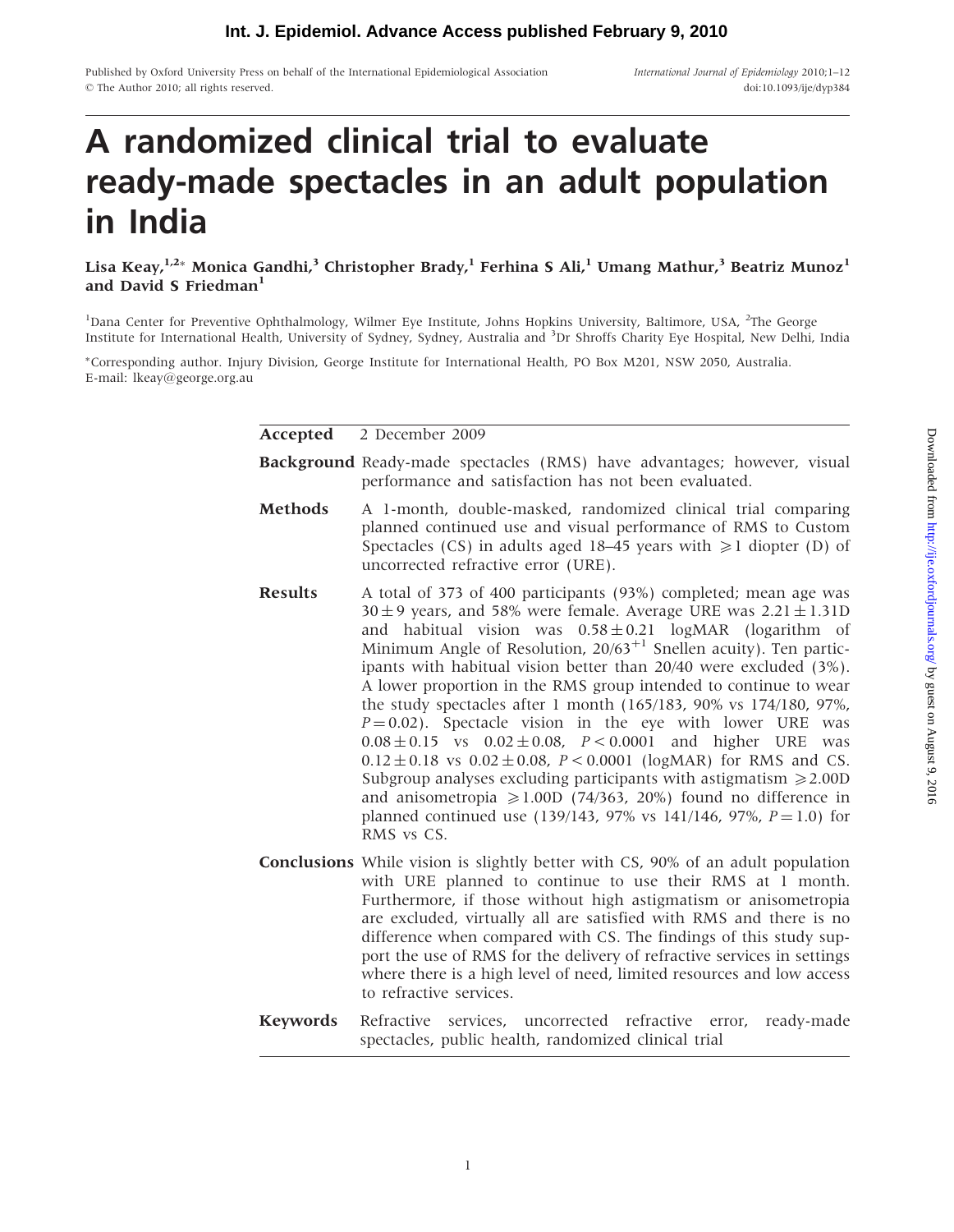# A randomized clinical trial to evaluate ready-made spectacles in an adult population in India

**Lisa Keay,[1,2]* Monica Gandhi,[3] Christopher Brady,[1] Ferhina S Ali,[1] Umang Mathur,[3] Beatriz Munoz[1] and David S Friedman[1]**

[1]Dana Center for Preventive Ophthalmology, Wilmer Eye Institute, Johns Hopkins University, Baltimore, USA, [2]The George Institute for International Health, University of Sydney, Sydney, Australia and [3]Dr Shroffs Charity Eye Hospital, New Delhi, India

*Corresponding author. Injury Division, George Institute for International Health, PO Box M201, NSW 2050, Australia. E-mail: lkeay@george.org.au

**Accepted** 2 December 2009

**Background** Ready-made spectacles (RMS) have advantages; however, visual performance and satisfaction has not been evaluated.

**Methods** A 1-month, double-masked, randomized clinical trial comparing planned continued use and visual performance of RMS to Custom Spectacles (CS) in adults aged 18–45 years with $\geqslant$1 diopter (D) of uncorrected refractive error (URE).

**Results** A total of 373 of 400 participants (93%) completed; mean age was $30 \pm 9$ years, and 58% were female. Average URE was $2.21 \pm 1.31$D and habitual vision was $0.58 \pm 0.21$ logMAR (logarithm of Minimum Angle of Resolution, $20/63^{+1}$ Snellen acuity). Ten participants with habitual vision better than 20/40 were excluded (3%). A lower proportion in the RMS group intended to continue to wear the study spectacles after 1 month (165/183, 90% vs 174/180, 97%, $P = 0.02$). Spectacle vision in the eye with lower URE was $0.08 \pm 0.15$ vs $0.02 \pm 0.08$, $P < 0.0001$ and higher URE was $0.12 \pm 0.18$ vs $0.02 \pm 0.08$, $P < 0.0001$ (logMAR) for RMS and CS. Subgroup analyses excluding participants with astigmatism $\geqslant$2.00D and anisometropia $\geqslant$1.00D (74/363, 20%) found no difference in planned continued use (139/143, 97% vs 141/146, 97%, $P = 1.0$) for RMS vs CS.

**Conclusions** While vision is slightly better with CS, 90% of an adult population with URE planned to continue to use their RMS at 1 month. Furthermore, if those without high astigmatism or anisometropia are excluded, virtually all are satisfied with RMS and there is no difference when compared with CS. The findings of this study support the use of RMS for the delivery of refractive services in settings where there is a high level of need, limited resources and low access to refractive services.

**Keywords** Refractive services, uncorrected refractive error, ready-made spectacles, public health, randomized clinical trial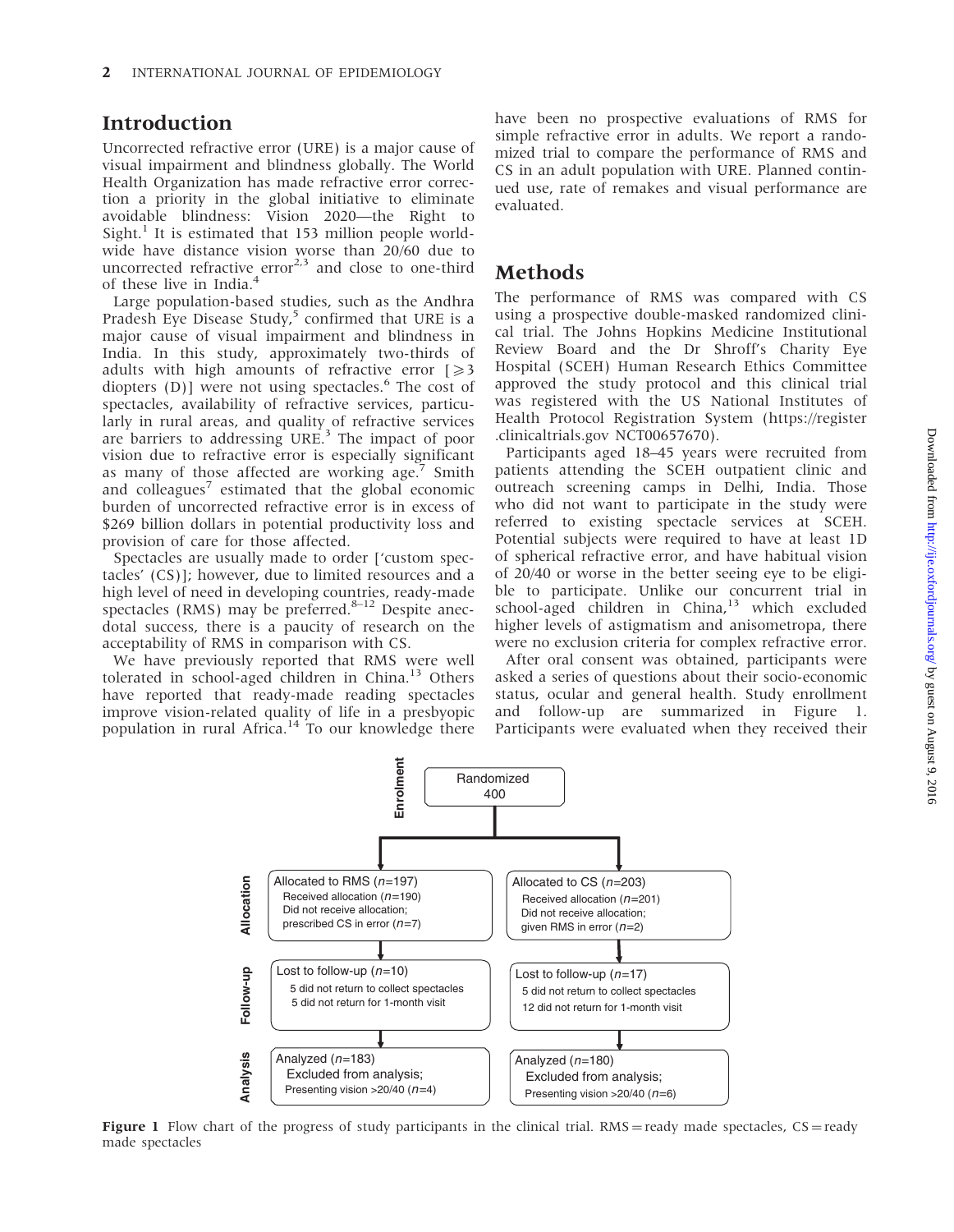## Introduction

Uncorrected refractive error (URE) is a major cause of visual impairment and blindness globally. The World Health Organization has made refractive error correction a priority in the global initiative to eliminate avoidable blindness: Vision 2020—the Right to Sight.[1] It is estimated that 153 million people worldwide have distance vision worse than 20/60 due to uncorrected refractive error[2,3] and close to one-third of these live in India.[4]

Large population-based studies, such as the Andhra Pradesh Eye Disease Study,[5] confirmed that URE is a major cause of visual impairment and blindness in India. In this study, approximately two-thirds of adults with high amounts of refractive error [$\geqslant$3 diopters (D)] were not using spectacles.[6] The cost of spectacles, availability of refractive services, particularly in rural areas, and quality of refractive services are barriers to addressing URE.[3] The impact of poor vision due to refractive error is especially significant as many of those affected are working age.[7] Smith and colleagues[7] estimated that the global economic burden of uncorrected refractive error is in excess of $269 billion dollars in potential productivity loss and provision of care for those affected.

Spectacles are usually made to order ['custom spectacles' (CS)]; however, due to limited resources and a high level of need in developing countries, ready-made spectacles (RMS) may be preferred.[8–12] Despite anecdotal success, there is a paucity of research on the acceptability of RMS in comparison with CS.

We have previously reported that RMS were well tolerated in school-aged children in China.[13] Others have reported that ready-made reading spectacles improve vision-related quality of life in a presbyopic population in rural Africa.[14] To our knowledge there have been no prospective evaluations of RMS for simple refractive error in adults. We report a randomized trial to compare the performance of RMS and CS in an adult population with URE. Planned continued use, rate of remakes and visual performance are evaluated.

## Methods

The performance of RMS was compared with CS using a prospective double-masked randomized clinical trial. The Johns Hopkins Medicine Institutional Review Board and the Dr Shroff's Charity Eye Hospital (SCEH) Human Research Ethics Committee approved the study protocol and this clinical trial was registered with the US National Institutes of Health Protocol Registration System (https://register.clinicaltrials.gov NCT00657670).

Participants aged 18–45 years were recruited from patients attending the SCEH outpatient clinic and outreach screening camps in Delhi, India. Those who did not want to participate in the study were referred to existing spectacle services at SCEH. Potential subjects were required to have at least 1D of spherical refractive error, and have habitual vision of 20/40 or worse in the better seeing eye to be eligible to participate. Unlike our concurrent trial in school-aged children in China,[13] which excluded higher levels of astigmatism and anisometropa, there were no exclusion criteria for complex refractive error.

After oral consent was obtained, participants were asked a series of questions about their socio-economic status, ocular and general health. Study enrollment and follow-up are summarized in Figure 1. Participants were evaluated when they received their

**Enrolment**

Randomized 400

**Allocation**

| Allocated to RMS ($n$=197) | Allocated to CS ($n$=203) |
|---|---|
| Received allocation ($n$=190) | Received allocation ($n$=201) |
| Did not receive allocation; prescribed CS in error ($n$=7) | Did not receive allocation; given RMS in error ($n$=2) |

**Follow-up**

| Lost to follow-up ($n$=10) | Lost to follow-up ($n$=17) |
|---|---|
| 5 did not return to collect spectacles | 5 did not return to collect spectacles |
| 5 did not return for 1-month visit | 12 did not return for 1-month visit |

**Analysis**

| Analyzed ($n$=183) | Analyzed ($n$=180) |
|---|---|
| Excluded from analysis; Presenting vision >20/40 ($n$=4) | Excluded from analysis; Presenting vision >20/40 ($n$=6) |

**Figure 1** Flow chart of the progress of study participants in the clinical trial. RMS = ready made spectacles, CS = ready made spectacles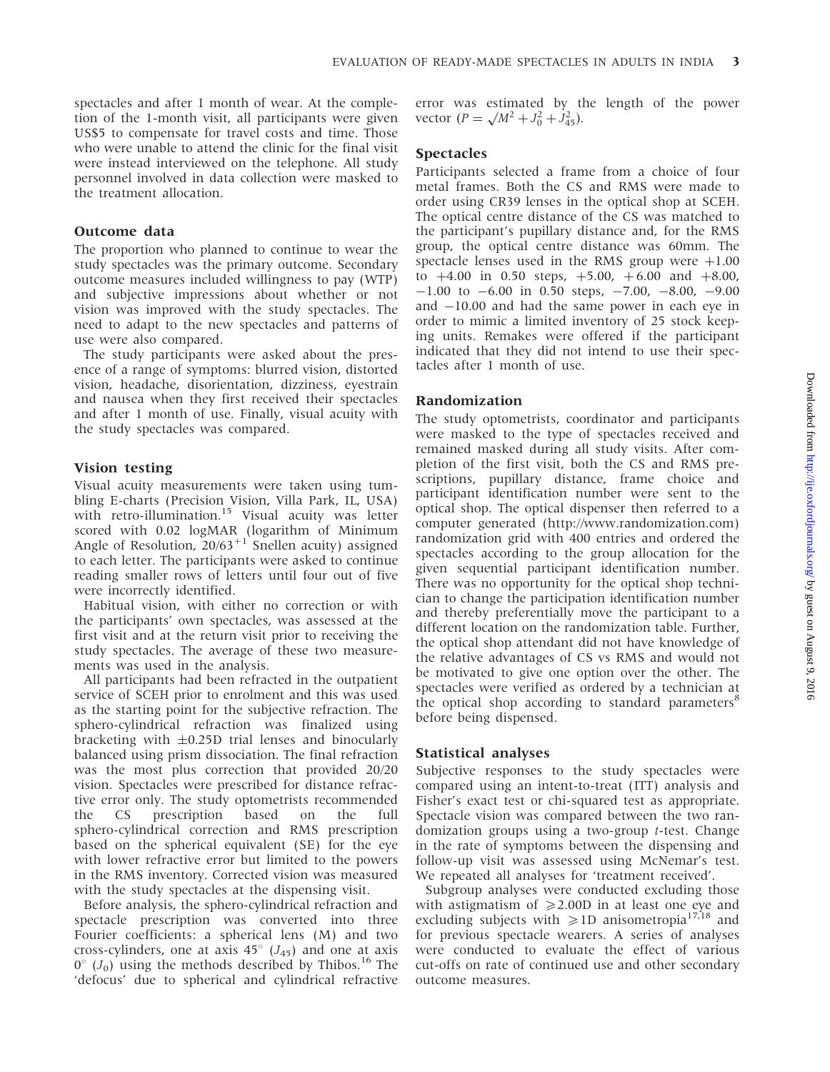spectacles and after 1 month of wear. At the completion of the 1-month visit, all participants were given US$5 to compensate for travel costs and time. Those who were unable to attend the clinic for the final visit were instead interviewed on the telephone. All study personnel involved in data collection were masked to the treatment allocation.

### Outcome data

The proportion who planned to continue to wear the study spectacles was the primary outcome. Secondary outcome measures included willingness to pay (WTP) and subjective impressions about whether or not vision was improved with the study spectacles. The need to adapt to the new spectacles and patterns of use were also compared.

The study participants were asked about the presence of a range of symptoms: blurred vision, distorted vision, headache, disorientation, dizziness, eyestrain and nausea when they first received their spectacles and after 1 month of use. Finally, visual acuity with the study spectacles was compared.

### Vision testing

Visual acuity measurements were taken using tumbling E-charts (Precision Vision, Villa Park, IL, USA) with retro-illumination.[15] Visual acuity was letter scored with 0.02 logMAR (logarithm of Minimum Angle of Resolution, $20/63^{+1}$ Snellen acuity) assigned to each letter. The participants were asked to continue reading smaller rows of letters until four out of five were incorrectly identified.

Habitual vision, with either no correction or with the participants' own spectacles, was assessed at the first visit and at the return visit prior to receiving the study spectacles. The average of these two measurements was used in the analysis.

All participants had been refracted in the outpatient service of SCEH prior to enrolment and this was used as the starting point for the subjective refraction. The sphero-cylindrical refraction was finalized using bracketing with ±0.25D trial lenses and binocularly balanced using prism dissociation. The final refraction was the most plus correction that provided 20/20 vision. Spectacles were prescribed for distance refractive error only. The study optometrists recommended the CS prescription based on the full sphero-cylindrical correction and RMS prescription based on the spherical equivalent (SE) for the eye with lower refractive error but limited to the powers in the RMS inventory. Corrected vision was measured with the study spectacles at the dispensing visit.

Before analysis, the sphero-cylindrical refraction and spectacle prescription was converted into three Fourier coefficients: a spherical lens (M) and two cross-cylinders, one at axis 45° ($J_{45}$) and one at axis 0° ($J_0$) using the methods described by Thibos.[16] The 'defocus' due to spherical and cylindrical refractive error was estimated by the length of the power vector ($P = \sqrt{M^2 + J_0^2 + J_{45}^2}$).

### Spectacles

Participants selected a frame from a choice of four metal frames. Both the CS and RMS were made to order using CR39 lenses in the optical shop at SCEH. The optical centre distance of the CS was matched to the participant's pupillary distance and, for the RMS group, the optical centre distance was 60mm. The spectacle lenses used in the RMS group were +1.00 to +4.00 in 0.50 steps, +5.00, +6.00 and +8.00, −1.00 to −6.00 in 0.50 steps, −7.00, −8.00, −9.00 and −10.00 and had the same power in each eye in order to mimic a limited inventory of 25 stock keeping units. Remakes were offered if the participant indicated that they did not intend to use their spectacles after 1 month of use.

### Randomization

The study optometrists, coordinator and participants were masked to the type of spectacles received and remained masked during all study visits. After completion of the first visit, both the CS and RMS prescriptions, pupillary distance, frame choice and participant identification number were sent to the optical shop. The optical dispenser then referred to a computer generated (http://www.randomization.com) randomization grid with 400 entries and ordered the spectacles according to the group allocation for the given sequential participant identification number. There was no opportunity for the optical shop technician to change the participation identification number and thereby preferentially move the participant to a different location on the randomization table. Further, the optical shop attendant did not have knowledge of the relative advantages of CS vs RMS and would not be motivated to give one option over the other. The spectacles were verified as ordered by a technician at the optical shop according to standard parameters[8] before being dispensed.

### Statistical analyses

Subjective responses to the study spectacles were compared using an intent-to-treat (ITT) analysis and Fisher's exact test or chi-squared test as appropriate. Spectacle vision was compared between the two randomization groups using a two-group *t*-test. Change in the rate of symptoms between the dispensing and follow-up visit was assessed using McNemar's test. We repeated all analyses for 'treatment received'.

Subgroup analyses were conducted excluding those with astigmatism of ⩾2.00D in at least one eye and excluding subjects with ⩾1D anisometropia[17,18] and for previous spectacle wearers. A series of analyses were conducted to evaluate the effect of various cut-offs on rate of continued use and other secondary outcome measures.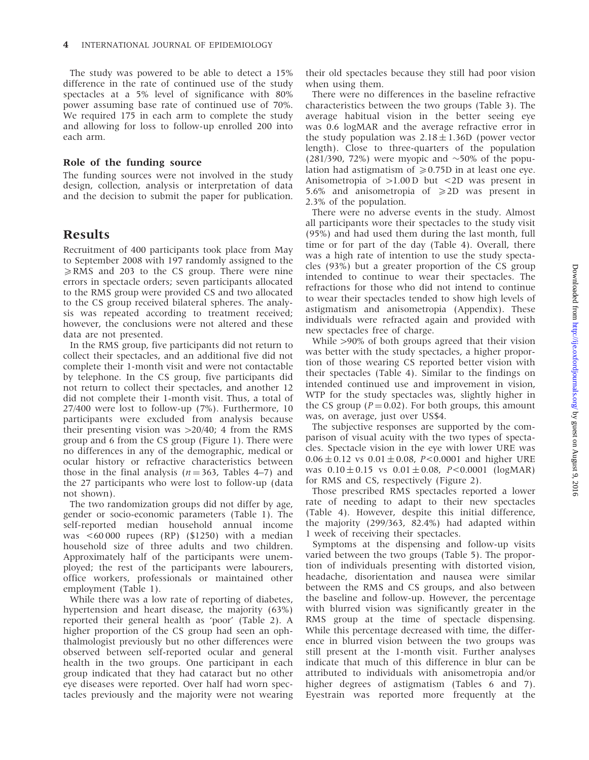The study was powered to be able to detect a 15% difference in the rate of continued use of the study spectacles at a 5% level of significance with 80% power assuming base rate of continued use of 70%. We required 175 in each arm to complete the study and allowing for loss to follow-up enrolled 200 into each arm.

### Role of the funding source

The funding sources were not involved in the study design, collection, analysis or interpretation of data and the decision to submit the paper for publication.

## Results

Recruitment of 400 participants took place from May to September 2008 with 197 randomly assigned to the ⩾RMS and 203 to the CS group. There were nine errors in spectacle orders; seven participants allocated to the RMS group were provided CS and two allocated to the CS group received bilateral spheres. The analysis was repeated according to treatment received; however, the conclusions were not altered and these data are not presented.

In the RMS group, five participants did not return to collect their spectacles, and an additional five did not complete their 1-month visit and were not contactable by telephone. In the CS group, five participants did not return to collect their spectacles, and another 12 did not complete their 1-month visit. Thus, a total of 27/400 were lost to follow-up (7%). Furthermore, 10 participants were excluded from analysis because their presenting vision was >20/40; 4 from the RMS group and 6 from the CS group (Figure 1). There were no differences in any of the demographic, medical or ocular history or refractive characteristics between those in the final analysis ($n = 363$, Tables 4–7) and the 27 participants who were lost to follow-up (data not shown).

The two randomization groups did not differ by age, gender or socio-economic parameters (Table 1). The self-reported median household annual income was <60 000 rupees (RP) ($1250) with a median household size of three adults and two children. Approximately half of the participants were unemployed; the rest of the participants were labourers, office workers, professionals or maintained other employment (Table 1).

While there was a low rate of reporting of diabetes, hypertension and heart disease, the majority (63%) reported their general health as 'poor' (Table 2). A higher proportion of the CS group had seen an ophthalmologist previously but no other differences were observed between self-reported ocular and general health in the two groups. One participant in each group indicated that they had cataract but no other eye diseases were reported. Over half had worn spectacles previously and the majority were not wearing their old spectacles because they still had poor vision when using them.

There were no differences in the baseline refractive characteristics between the two groups (Table 3). The average habitual vision in the better seeing eye was 0.6 logMAR and the average refractive error in the study population was $2.18 \pm 1.36$D (power vector length). Close to three-quarters of the population (281/390, 72%) were myopic and ~50% of the population had astigmatism of ⩾0.75D in at least one eye. Anisometropia of >1.00 D but <2D was present in 5.6% and anisometropia of ⩾2D was present in 2.3% of the population.

There were no adverse events in the study. Almost all participants wore their spectacles to the study visit (95%) and had used them during the last month, full time or for part of the day (Table 4). Overall, there was a high rate of intention to use the study spectacles (93%) but a greater proportion of the CS group intended to continue to wear their spectacles. The refractions for those who did not intend to continue to wear their spectacles tended to show high levels of astigmatism and anisometropia (Appendix). These individuals were refracted again and provided with new spectacles free of charge.

While >90% of both groups agreed that their vision was better with the study spectacles, a higher proportion of those wearing CS reported better vision with their spectacles (Table 4). Similar to the findings on intended continued use and improvement in vision, WTP for the study spectacles was, slightly higher in the CS group ($P = 0.02$). For both groups, this amount was, on average, just over US$4.

The subjective responses are supported by the comparison of visual acuity with the two types of spectacles. Spectacle vision in the eye with lower URE was $0.06 \pm 0.12$ vs $0.01 \pm 0.08$, $P < 0.0001$ and higher URE was $0.10 \pm 0.15$ vs $0.01 \pm 0.08$, $P < 0.0001$ (logMAR) for RMS and CS, respectively (Figure 2).

Those prescribed RMS spectacles reported a lower rate of needing to adapt to their new spectacles (Table 4). However, despite this initial difference, the majority (299/363, 82.4%) had adapted within 1 week of receiving their spectacles.

Symptoms at the dispensing and follow-up visits varied between the two groups (Table 5). The proportion of individuals presenting with distorted vision, headache, disorientation and nausea were similar between the RMS and CS groups, and also between the baseline and follow-up. However, the percentage with blurred vision was significantly greater in the RMS group at the time of spectacle dispensing. While this percentage decreased with time, the difference in blurred vision between the two groups was still present at the 1-month visit. Further analyses indicate that much of this difference in blur can be attributed to individuals with anisometropia and/or higher degrees of astigmatism (Tables 6 and 7). Eyestrain was reported more frequently at the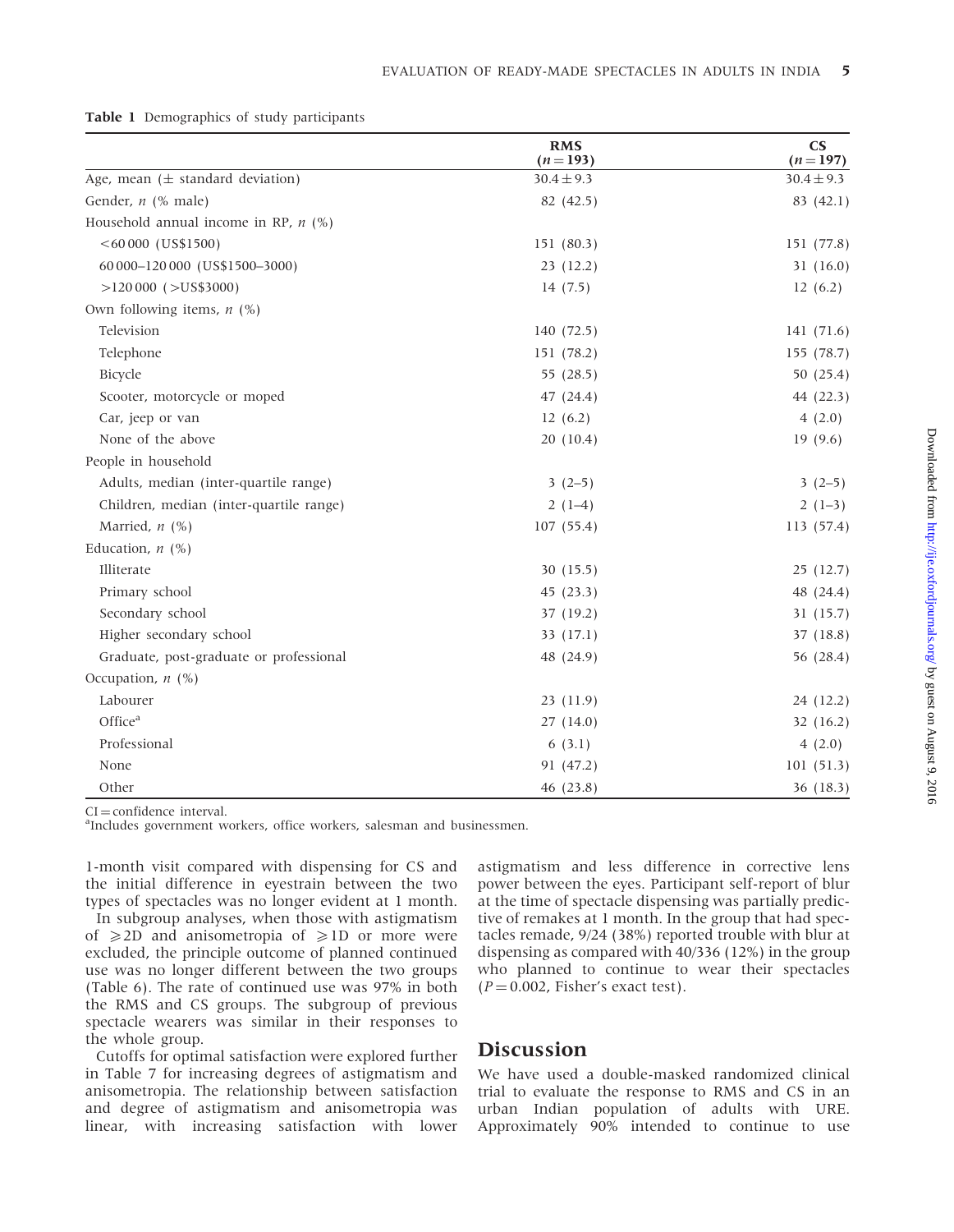**Table 1** Demographics of study participants

| | RMS ($n=193$) | CS ($n=197$) |
|---|---|---|
| Age, mean ($\pm$ standard deviation) | $30.4 \pm 9.3$ | $30.4 \pm 9.3$ |
| Gender, *n* (% male) | 82 (42.5) | 83 (42.1) |
| Household annual income in RP, *n* (%) | | |
| <60 000 (US$1500) | 151 (80.3) | 151 (77.8) |
| 60 000–120 000 (US$1500–3000) | 23 (12.2) | 31 (16.0) |
| >120 000 (>US$3000) | 14 (7.5) | 12 (6.2) |
| Own following items, *n* (%) | | |
| Television | 140 (72.5) | 141 (71.6) |
| Telephone | 151 (78.2) | 155 (78.7) |
| Bicycle | 55 (28.5) | 50 (25.4) |
| Scooter, motorcycle or moped | 47 (24.4) | 44 (22.3) |
| Car, jeep or van | 12 (6.2) | 4 (2.0) |
| None of the above | 20 (10.4) | 19 (9.6) |
| People in household | | |
| Adults, median (inter-quartile range) | 3 (2–5) | 3 (2–5) |
| Children, median (inter-quartile range) | 2 (1–4) | 2 (1–3) |
| Married, *n* (%) | 107 (55.4) | 113 (57.4) |
| Education, *n* (%) | | |
| Illiterate | 30 (15.5) | 25 (12.7) |
| Primary school | 45 (23.3) | 48 (24.4) |
| Secondary school | 37 (19.2) | 31 (15.7) |
| Higher secondary school | 33 (17.1) | 37 (18.8) |
| Graduate, post-graduate or professional | 48 (24.9) | 56 (28.4) |
| Occupation, *n* (%) | | |
| Labourer | 23 (11.9) | 24 (12.2) |
| Office[a] | 27 (14.0) | 32 (16.2) |
| Professional | 6 (3.1) | 4 (2.0) |
| None | 91 (47.2) | 101 (51.3) |
| Other | 46 (23.8) | 36 (18.3) |

CI = confidence interval.
[a]Includes government workers, office workers, salesman and businessmen.

1-month visit compared with dispensing for CS and the initial difference in eyestrain between the two types of spectacles was no longer evident at 1 month.

In subgroup analyses, when those with astigmatism of ⩾2D and anisometropia of ⩾1D or more were excluded, the principle outcome of planned continued use was no longer different between the two groups (Table 6). The rate of continued use was 97% in both the RMS and CS groups. The subgroup of previous spectacle wearers was similar in their responses to the whole group.

Cutoffs for optimal satisfaction were explored further in Table 7 for increasing degrees of astigmatism and anisometropia. The relationship between satisfaction and degree of astigmatism and anisometropia was linear, with increasing satisfaction with lower astigmatism and less difference in corrective lens power between the eyes. Participant self-report of blur at the time of spectacle dispensing was partially predictive of remakes at 1 month. In the group that had spectacles remade, 9/24 (38%) reported trouble with blur at dispensing as compared with 40/336 (12%) in the group who planned to continue to wear their spectacles ($P = 0.002$, Fisher's exact test).

## Discussion

We have used a double-masked randomized clinical trial to evaluate the response to RMS and CS in an urban Indian population of adults with URE. Approximately 90% intended to continue to use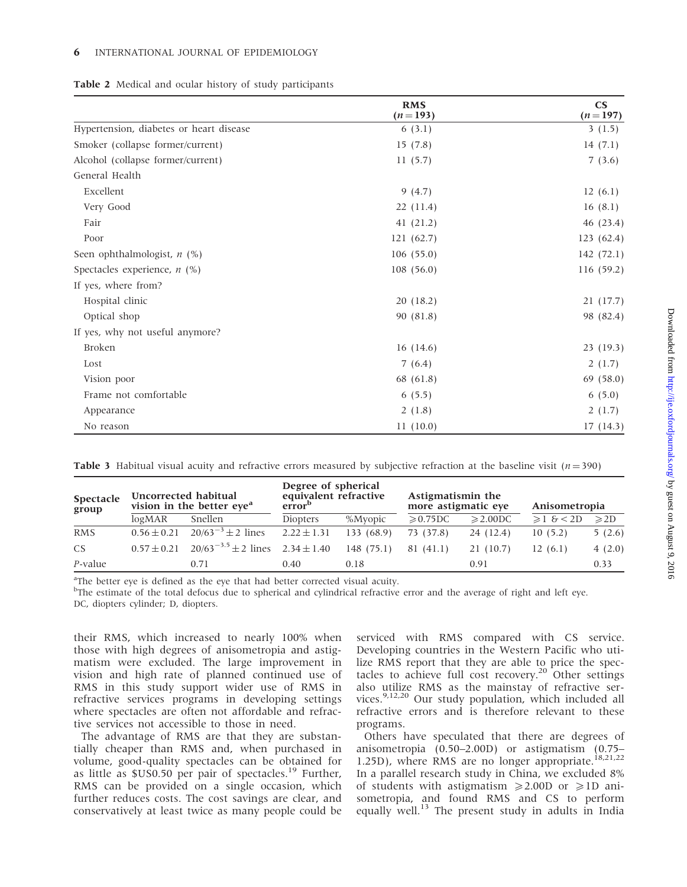**Table 2** Medical and ocular history of study participants

| | RMS ($n = 193$) | CS ($n = 197$) |
|---|---|---|
| Hypertension, diabetes or heart disease | 6 (3.1) | 3 (1.5) |
| Smoker (collapse former/current) | 15 (7.8) | 14 (7.1) |
| Alcohol (collapse former/current) | 11 (5.7) | 7 (3.6) |
| General Health | | |
| Excellent | 9 (4.7) | 12 (6.1) |
| Very Good | 22 (11.4) | 16 (8.1) |
| Fair | 41 (21.2) | 46 (23.4) |
| Poor | 121 (62.7) | 123 (62.4) |
| Seen ophthalmologist, $n$ (%) | 106 (55.0) | 142 (72.1) |
| Spectacles experience, $n$ (%) | 108 (56.0) | 116 (59.2) |
| If yes, where from? | | |
| Hospital clinic | 20 (18.2) | 21 (17.7) |
| Optical shop | 90 (81.8) | 98 (82.4) |
| If yes, why not useful anymore? | | |
| Broken | 16 (14.6) | 23 (19.3) |
| Lost | 7 (6.4) | 2 (1.7) |
| Vision poor | 68 (61.8) | 69 (58.0) |
| Frame not comfortable | 6 (5.5) | 6 (5.0) |
| Appearance | 2 (1.8) | 2 (1.7) |
| No reason | 11 (10.0) | 17 (14.3) |

**Table 3** Habitual visual acuity and refractive errors measured by subjective refraction at the baseline visit ($n = 390$)

| Spectacle group | Uncorrected habitual vision in the better eye[a] | | Degree of spherical equivalent refractive error[b] | | Astigmatismin the more astigmatic eye | | Anisometropia | |
|---|---|---|---|---|---|---|---|---|
| | logMAR | Snellen | Diopters | %Myopic | $\geqslant$0.75DC | $\geqslant$2.00DC | $\geqslant$1 & <2D | $\geqslant$2D |
| RMS | $0.56 \pm 0.21$ | $20/63^{-3} \pm 2$ lines | $2.22 \pm 1.31$ | 133 (68.9) | 73 (37.8) | 24 (12.4) | 10 (5.2) | 5 (2.6) |
| CS | $0.57 \pm 0.21$ | $20/63^{-3.5} \pm 2$ lines | $2.34 \pm 1.40$ | 148 (75.1) | 81 (41.1) | 21 (10.7) | 12 (6.1) | 4 (2.0) |
| $P$-value | | 0.71 | 0.40 | 0.18 | | 0.91 | | 0.33 |

[a]The better eye is defined as the eye that had better corrected visual acuity.
[b]The estimate of the total defocus due to spherical and cylindrical refractive error and the average of right and left eye.
DC, diopters cylinder; D, diopters.

their RMS, which increased to nearly 100% when those with high degrees of anisometropia and astigmatism were excluded. The large improvement in vision and high rate of planned continued use of RMS in this study support wider use of RMS in refractive services programs in developing settings where spectacles are often not affordable and refractive services not accessible to those in need.

The advantage of RMS are that they are substantially cheaper than RMS and, when purchased in volume, good-quality spectacles can be obtained for as little as $US0.50 per pair of spectacles.[19] Further, RMS can be provided on a single occasion, which further reduces costs. The cost savings are clear, and conservatively at least twice as many people could be serviced with RMS compared with CS service. Developing countries in the Western Pacific who utilize RMS report that they are able to price the spectacles to achieve full cost recovery.[20] Other settings also utilize RMS as the mainstay of refractive services.[9,12,20] Our study population, which included all refractive errors and is therefore relevant to these programs.

Others have speculated that there are degrees of anisometropia (0.50–2.00D) or astigmatism (0.75–1.25D), where RMS are no longer appropriate.[18,21,22] In a parallel research study in China, we excluded 8% of students with astigmatism $\geqslant$2.00D or $\geqslant$1D anisometropia, and found RMS and CS to perform equally well.[13] The present study in adults in India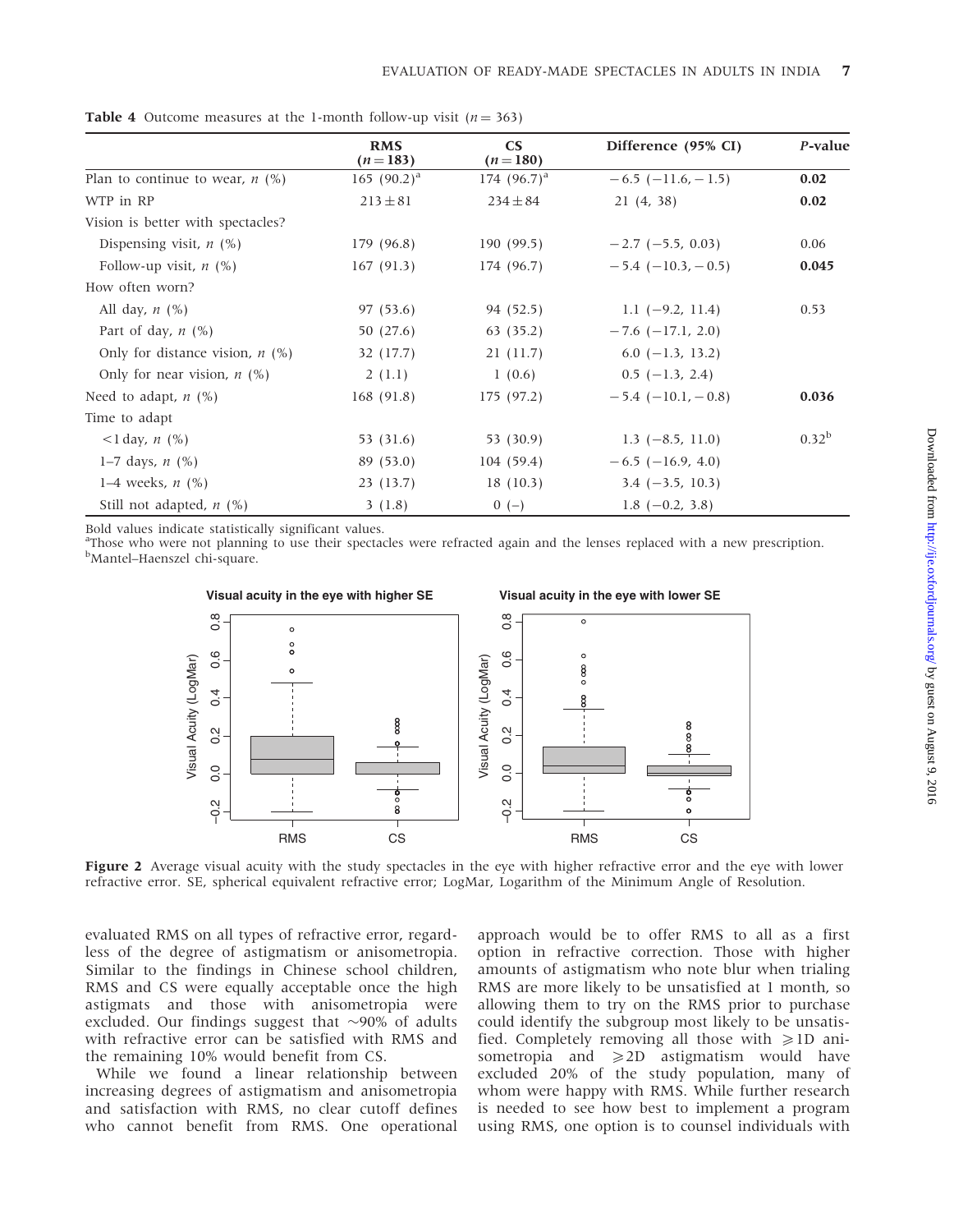**Table 4** Outcome measures at the 1-month follow-up visit ($n = 363$)

| | RMS ($n = 183$) | CS ($n = 180$) | Difference (95% CI) | *P*-value |
|---|---|---|---|---|
| Plan to continue to wear, *n* (%) | 165 (90.2)[a] | 174 (96.7)[a] | −6.5 (−11.6, −1.5) | **0.02** |
| WTP in RP | 213 ± 81 | 234 ± 84 | 21 (4, 38) | **0.02** |
| Vision is better with spectacles? | | | | |
| Dispensing visit, *n* (%) | 179 (96.8) | 190 (99.5) | −2.7 (−5.5, 0.03) | 0.06 |
| Follow-up visit, *n* (%) | 167 (91.3) | 174 (96.7) | −5.4 (−10.3, −0.5) | **0.045** |
| How often worn? | | | | |
| All day, *n* (%) | 97 (53.6) | 94 (52.5) | 1.1 (−9.2, 11.4) | 0.53 |
| Part of day, *n* (%) | 50 (27.6) | 63 (35.2) | −7.6 (−17.1, 2.0) | |
| Only for distance vision, *n* (%) | 32 (17.7) | 21 (11.7) | 6.0 (−1.3, 13.2) | |
| Only for near vision, *n* (%) | 2 (1.1) | 1 (0.6) | 0.5 (−1.3, 2.4) | |
| Need to adapt, *n* (%) | 168 (91.8) | 175 (97.2) | −5.4 (−10.1, −0.8) | **0.036** |
| Time to adapt | | | | |
| <1 day, *n* (%) | 53 (31.6) | 53 (30.9) | 1.3 (−8.5, 11.0) | 0.32[b] |
| 1–7 days, *n* (%) | 89 (53.0) | 104 (59.4) | −6.5 (−16.9, 4.0) | |
| 1–4 weeks, *n* (%) | 23 (13.7) | 18 (10.3) | 3.4 (−3.5, 10.3) | |
| Still not adapted, *n* (%) | 3 (1.8) | 0 (–) | 1.8 (−0.2, 3.8) | |

Bold values indicate statistically significant values.
[a]Those who were not planning to use their spectacles were refracted again and the lenses replaced with a new prescription.
[b]Mantel–Haenszel chi-square.

**Figure 2** Average visual acuity with the study spectacles in the eye with higher refractive error and the eye with lower refractive error. SE, spherical equivalent refractive error; LogMar, Logarithm of the Minimum Angle of Resolution.

evaluated RMS on all types of refractive error, regardless of the degree of astigmatism or anisometropia. Similar to the findings in Chinese school children, RMS and CS were equally acceptable once the high astigmats and those with anisometropia were excluded. Our findings suggest that ∼90% of adults with refractive error can be satisfied with RMS and the remaining 10% would benefit from CS.

While we found a linear relationship between increasing degrees of astigmatism and anisometropia and satisfaction with RMS, no clear cutoff defines who cannot benefit from RMS. One operational approach would be to offer RMS to all as a first option in refractive correction. Those with higher amounts of astigmatism who note blur when trialing RMS are more likely to be unsatisfied at 1 month, so allowing them to try on the RMS prior to purchase could identify the subgroup most likely to be unsatisfied. Completely removing all those with ⩾1D anisometropia and ⩾2D astigmatism would have excluded 20% of the study population, many of whom were happy with RMS. While further research is needed to see how best to implement a program using RMS, one option is to counsel individuals with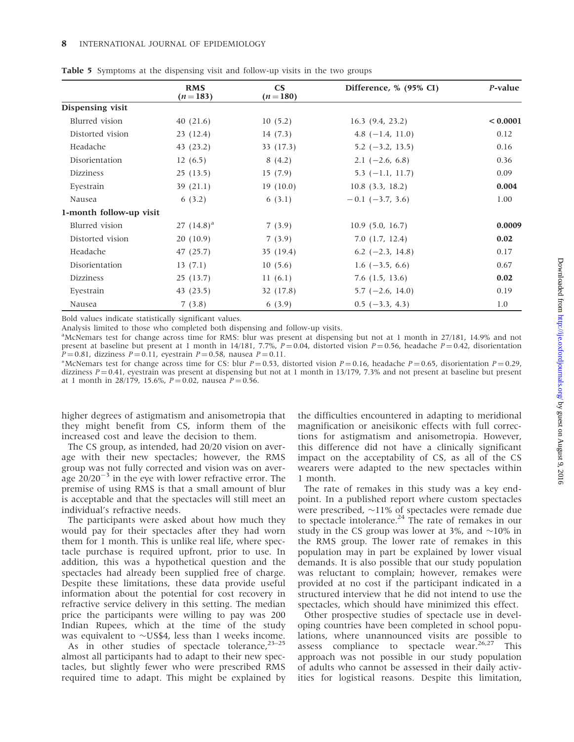**Table 5** Symptoms at the dispensing visit and follow-up visits in the two groups

| | RMS ($n = 183$) | CS ($n = 180$) | Difference, % (95% CI) | *P*-value |
|---|---|---|---|---|
| **Dispensing visit** | | | | |
| Blurred vision | 40 (21.6) | 10 (5.2) | 16.3 (9.4, 23.2) | **< 0.0001** |
| Distorted vision | 23 (12.4) | 14 (7.3) | 4.8 (−1.4, 11.0) | 0.12 |
| Headache | 43 (23.2) | 33 (17.3) | 5.2 (−3.2, 13.5) | 0.16 |
| Disorientation | 12 (6.5) | 8 (4.2) | 2.1 (−2.6, 6.8) | 0.36 |
| Dizziness | 25 (13.5) | 15 (7.9) | 5.3 (−1.1, 11.7) | 0.09 |
| Eyestrain | 39 (21.1) | 19 (10.0) | 10.8 (3.3, 18.2) | **0.004** |
| Nausea | 6 (3.2) | 6 (3.1) | −0.1 (−3.7, 3.6) | 1.00 |
| **1-month follow-up visit** | | | | |
| Blurred vision | 27 (14.8)[a] | 7 (3.9) | 10.9 (5.0, 16.7) | **0.0009** |
| Distorted vision | 20 (10.9) | 7 (3.9) | 7.0 (1.7, 12.4) | **0.02** |
| Headache | 47 (25.7) | 35 (19.4) | 6.2 (−2.3, 14.8) | 0.17 |
| Disorientation | 13 (7.1) | 10 (5.6) | 1.6 (−3.5, 6.6) | 0.67 |
| Dizziness | 25 (13.7) | 11 (6.1) | 7.6 (1.5, 13.6) | **0.02** |
| Eyestrain | 43 (23.5) | 32 (17.8) | 5.7 (−2.6, 14.0) | 0.19 |
| Nausea | 7 (3.8) | 6 (3.9) | 0.5 (−3.3, 4.3) | 1.0 |

Bold values indicate statistically significant values.

Analysis limited to those who completed both dispensing and follow-up visits.

[a]McNemars test for change across time for RMS: blur was present at dispensing but not at 1 month in 27/181, 14.9% and not present at baseline but present at 1 month in 14/181, 7.7%, $P = 0.04$, distorted vision $P = 0.56$, headache $P = 0.42$, disorientation $P = 0.81$, dizziness $P = 0.11$, eyestrain $P = 0.58$, nausea $P = 0.11$.

*McNemars test for change across time for CS: blur $P = 0.53$, distorted vision $P = 0.16$, headache $P = 0.65$, disorientation $P = 0.29$, dizziness $P = 0.41$, eyestrain was present at dispensing but not at 1 month in 13/179, 7.3% and not present at baseline but present at 1 month in 28/179, 15.6%, $P = 0.02$, nausea $P = 0.56$.

higher degrees of astigmatism and anisometropia that they might benefit from CS, inform them of the increased cost and leave the decision to them.

The CS group, as intended, had 20/20 vision on average with their new spectacles; however, the RMS group was not fully corrected and vision was on average $20/20^{-3}$ in the eye with lower refractive error. The premise of using RMS is that a small amount of blur is acceptable and that the spectacles will still meet an individual's refractive needs.

The participants were asked about how much they would pay for their spectacles after they had worn them for 1 month. This is unlike real life, where spectacle purchase is required upfront, prior to use. In addition, this was a hypothetical question and the spectacles had already been supplied free of charge. Despite these limitations, these data provide useful information about the potential for cost recovery in refractive service delivery in this setting. The median price the participants were willing to pay was 200 Indian Rupees, which at the time of the study was equivalent to ~US$4, less than 1 weeks income.

As in other studies of spectacle tolerance,[23–25] almost all participants had to adapt to their new spectacles, but slightly fewer who were prescribed RMS required time to adapt. This might be explained by the difficulties encountered in adapting to meridional magnification or aneisikonic effects with full corrections for astigmatism and anisometropia. However, this difference did not have a clinically significant impact on the acceptability of CS, as all of the CS wearers were adapted to the new spectacles within 1 month.

The rate of remakes in this study was a key endpoint. In a published report where custom spectacles were prescribed, ~11% of spectacles were remade due to spectacle intolerance.[24] The rate of remakes in our study in the CS group was lower at 3%, and ~10% in the RMS group. The lower rate of remakes in this population may in part be explained by lower visual demands. It is also possible that our study population was reluctant to complain; however, remakes were provided at no cost if the participant indicated in a structured interview that he did not intend to use the spectacles, which should have minimized this effect.

Other prospective studies of spectacle use in developing countries have been completed in school populations, where unannounced visits are possible to assess compliance to spectacle wear.[26,27] This approach was not possible in our study population of adults who cannot be assessed in their daily activities for logistical reasons. Despite this limitation,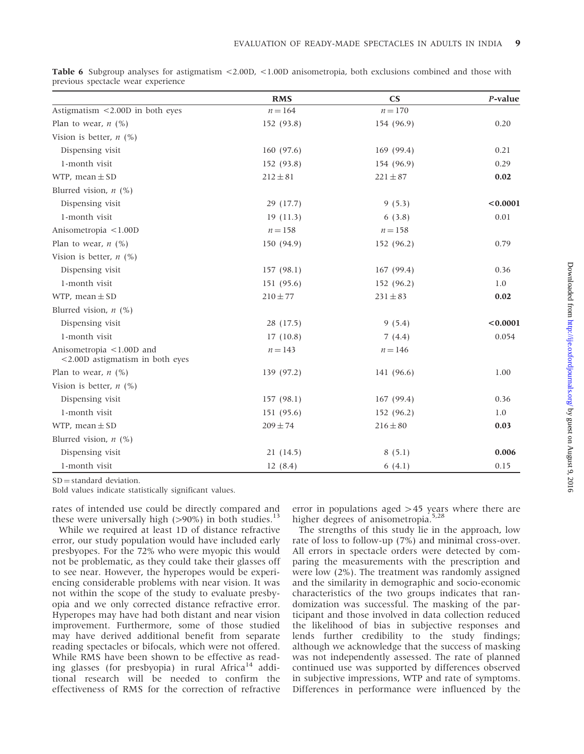**Table 6** Subgroup analyses for astigmatism <2.00D, <1.00D anisometropia, both exclusions combined and those with previous spectacle wear experience

| | RMS | CS | *P*-value |
|---|---|---|---|
| Astigmatism <2.00D in both eyes | $n = 164$ | $n = 170$ | |
| Plan to wear, *n* (%) | 152 (93.8) | 154 (96.9) | 0.20 |
| Vision is better, *n* (%) | | | |
| Dispensing visit | 160 (97.6) | 169 (99.4) | 0.21 |
| 1-month visit | 152 (93.8) | 154 (96.9) | 0.29 |
| WTP, mean ± SD | 212 ± 81 | 221 ± 87 | **0.02** |
| Blurred vision, *n* (%) | | | |
| Dispensing visit | 29 (17.7) | 9 (5.3) | **<0.0001** |
| 1-month visit | 19 (11.3) | 6 (3.8) | 0.01 |
| Anisometropia <1.00D | $n = 158$ | $n = 158$ | |
| Plan to wear, *n* (%) | 150 (94.9) | 152 (96.2) | 0.79 |
| Vision is better, *n* (%) | | | |
| Dispensing visit | 157 (98.1) | 167 (99.4) | 0.36 |
| 1-month visit | 151 (95.6) | 152 (96.2) | 1.0 |
| WTP, mean ± SD | 210 ± 77 | 231 ± 83 | **0.02** |
| Blurred vision, *n* (%) | | | |
| Dispensing visit | 28 (17.5) | 9 (5.4) | **<0.0001** |
| 1-month visit | 17 (10.8) | 7 (4.4) | 0.054 |
| Anisometropia <1.00D and <2.00D astigmatism in both eyes | $n = 143$ | $n = 146$ | |
| Plan to wear, *n* (%) | 139 (97.2) | 141 (96.6) | 1.00 |
| Vision is better, *n* (%) | | | |
| Dispensing visit | 157 (98.1) | 167 (99.4) | 0.36 |
| 1-month visit | 151 (95.6) | 152 (96.2) | 1.0 |
| WTP, mean ± SD | 209 ± 74 | 216 ± 80 | **0.03** |
| Blurred vision, *n* (%) | | | |
| Dispensing visit | 21 (14.5) | 8 (5.1) | **0.006** |
| 1-month visit | 12 (8.4) | 6 (4.1) | 0.15 |

SD = standard deviation.

Bold values indicate statistically significant values.

rates of intended use could be directly compared and these were universally high (>90%) in both studies.[13]

While we required at least 1D of distance refractive error, our study population would have included early presbyopes. For the 72% who were myopic this would not be problematic, as they could take their glasses off to see near. However, the hyperopes would be experiencing considerable problems with near vision. It was not within the scope of the study to evaluate presbyopia and we only corrected distance refractive error. Hyperopes may have had both distant and near vision improvement. Furthermore, some of those studied may have derived additional benefit from separate reading spectacles or bifocals, which were not offered. While RMS have been shown to be effective as reading glasses (for presbyopia) in rural Africa[14] additional research will be needed to confirm the effectiveness of RMS for the correction of refractive error in populations aged >45 years where there are higher degrees of anisometropia.[5,28]

The strengths of this study lie in the approach, low rate of loss to follow-up (7%) and minimal cross-over. All errors in spectacle orders were detected by comparing the measurements with the prescription and were low (2%). The treatment was randomly assigned and the similarity in demographic and socio-economic characteristics of the two groups indicates that randomization was successful. The masking of the participant and those involved in data collection reduced the likelihood of bias in subjective responses and lends further credibility to the study findings; although we acknowledge that the success of masking was not independently assessed. The rate of planned continued use was supported by differences observed in subjective impressions, WTP and rate of symptoms. Differences in performance were influenced by the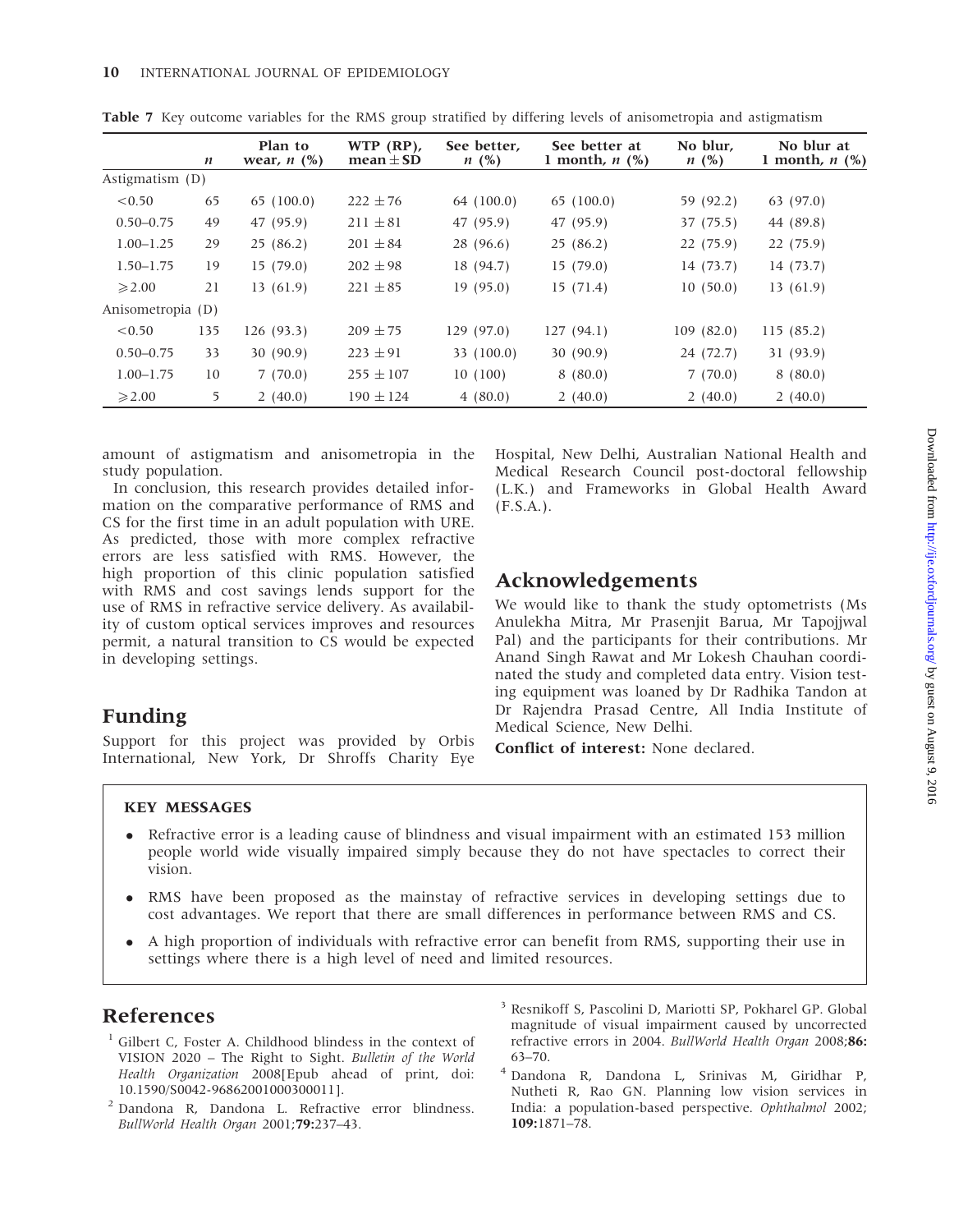**Table 7** Key outcome variables for the RMS group stratified by differing levels of anisometropia and astigmatism

| | *n* | Plan to wear, *n* (%) | WTP (RP), mean ± SD | See better, *n* (%) | See better at 1 month, *n* (%) | No blur, *n* (%) | No blur at 1 month, *n* (%) |
|---|---|---|---|---|---|---|---|
| Astigmatism (D) | | | | | | | |
| <0.50 | 65 | 65 (100.0) | 222 ± 76 | 64 (100.0) | 65 (100.0) | 59 (92.2) | 63 (97.0) |
| 0.50–0.75 | 49 | 47 (95.9) | 211 ± 81 | 47 (95.9) | 47 (95.9) | 37 (75.5) | 44 (89.8) |
| 1.00–1.25 | 29 | 25 (86.2) | 201 ± 84 | 28 (96.6) | 25 (86.2) | 22 (75.9) | 22 (75.9) |
| 1.50–1.75 | 19 | 15 (79.0) | 202 ± 98 | 18 (94.7) | 15 (79.0) | 14 (73.7) | 14 (73.7) |
| ⩾2.00 | 21 | 13 (61.9) | 221 ± 85 | 19 (95.0) | 15 (71.4) | 10 (50.0) | 13 (61.9) |
| Anisometropia (D) | | | | | | | |
| <0.50 | 135 | 126 (93.3) | 209 ± 75 | 129 (97.0) | 127 (94.1) | 109 (82.0) | 115 (85.2) |
| 0.50–0.75 | 33 | 30 (90.9) | 223 ± 91 | 33 (100.0) | 30 (90.9) | 24 (72.7) | 31 (93.9) |
| 1.00–1.75 | 10 | 7 (70.0) | 255 ± 107 | 10 (100) | 8 (80.0) | 7 (70.0) | 8 (80.0) |
| ⩾2.00 | 5 | 2 (40.0) | 190 ± 124 | 4 (80.0) | 2 (40.0) | 2 (40.0) | 2 (40.0) |

amount of astigmatism and anisometropia in the study population.

In conclusion, this research provides detailed information on the comparative performance of RMS and CS for the first time in an adult population with URE. As predicted, those with more complex refractive errors are less satisfied with RMS. However, the high proportion of this clinic population satisfied with RMS and cost savings lends support for the use of RMS in refractive service delivery. As availability of custom optical services improves and resources permit, a natural transition to CS would be expected in developing settings.

## Funding

Support for this project was provided by Orbis International, New York, Dr Shroffs Charity Eye Hospital, New Delhi, Australian National Health and Medical Research Council post-doctoral fellowship (L.K.) and Frameworks in Global Health Award (F.S.A.).

## Acknowledgements

We would like to thank the study optometrists (Ms Anulekha Mitra, Mr Prasenjit Barua, Mr Tapojjwal Pal) and the participants for their contributions. Mr Anand Singh Rawat and Mr Lokesh Chauhan coordinated the study and completed data entry. Vision testing equipment was loaned by Dr Radhika Tandon at Dr Rajendra Prasad Centre, All India Institute of Medical Science, New Delhi.

**Conflict of interest:** None declared.

**KEY MESSAGES**

- Refractive error is a leading cause of blindness and visual impairment with an estimated 153 million people world wide visually impaired simply because they do not have spectacles to correct their vision.
- RMS have been proposed as the mainstay of refractive services in developing settings due to cost advantages. We report that there are small differences in performance between RMS and CS.
- A high proportion of individuals with refractive error can benefit from RMS, supporting their use in settings where there is a high level of need and limited resources.

## References

1. Gilbert C, Foster A. Childhood blindess in the context of VISION 2020 – The Right to Sight. *Bulletin of the World Health Organization* 2008[Epub ahead of print, doi: 10.1590/S0042-96862001000300011].
2. Dandona R, Dandona L. Refractive error blindness. *BullWorld Health Organ* 2001;**79:**237–43.
3. Resnikoff S, Pascolini D, Mariotti SP, Pokharel GP. Global magnitude of visual impairment caused by uncorrected refractive errors in 2004. *BullWorld Health Organ* 2008;**86:** 63–70.
4. Dandona R, Dandona L, Srinivas M, Giridhar P, Nutheti R, Rao GN. Planning low vision services in India: a population-based perspective. *Ophthalmol* 2002; **109:**1871–78.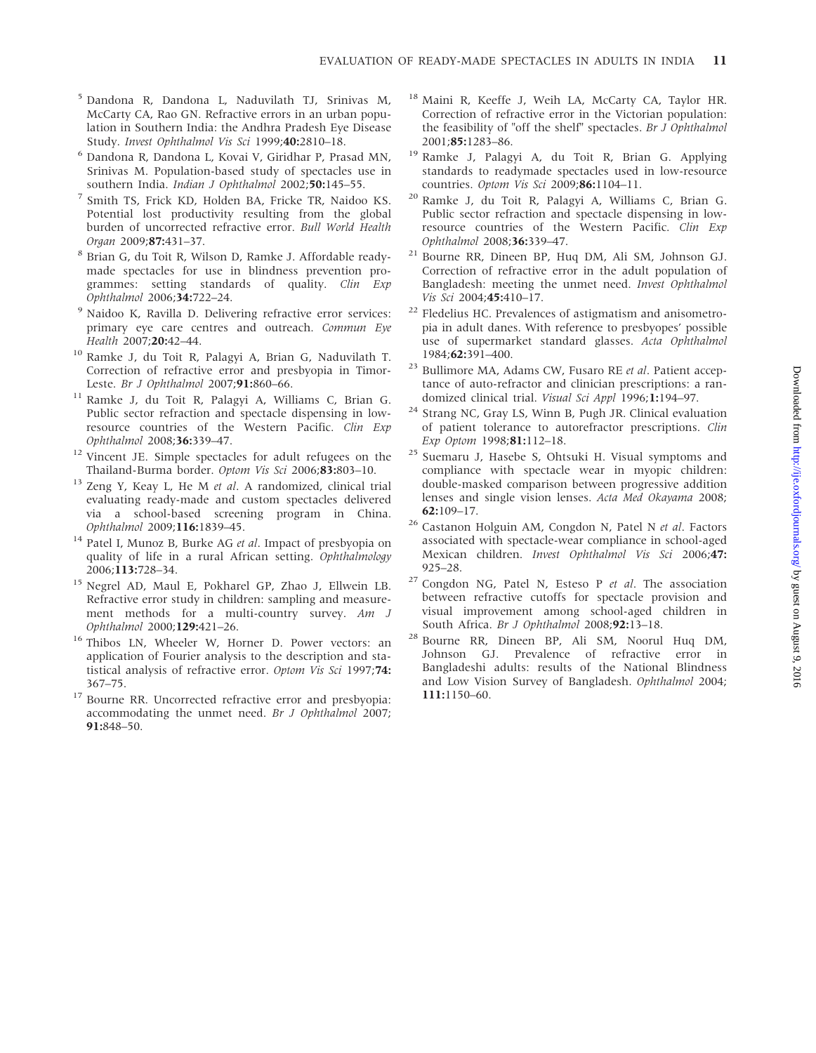5 Dandona R, Dandona L, Naduvilath TJ, Srinivas M, McCarty CA, Rao GN. Refractive errors in an urban population in Southern India: the Andhra Pradesh Eye Disease Study. *Invest Ophthalmol Vis Sci* 1999;**40:**2810–18.

6 Dandona R, Dandona L, Kovai V, Giridhar P, Prasad MN, Srinivas M. Population-based study of spectacles use in southern India. *Indian J Ophthalmol* 2002;**50:**145–55.

7 Smith TS, Frick KD, Holden BA, Fricke TR, Naidoo KS. Potential lost productivity resulting from the global burden of uncorrected refractive error. *Bull World Health Organ* 2009;**87:**431–37.

8 Brian G, du Toit R, Wilson D, Ramke J. Affordable ready-made spectacles for use in blindness prevention programmes: setting standards of quality. *Clin Exp Ophthalmol* 2006;**34:**722–24.

9 Naidoo K, Ravilla D. Delivering refractive error services: primary eye care centres and outreach. *Commun Eye Health* 2007;**20:**42–44.

10 Ramke J, du Toit R, Palagyi A, Brian G, Naduvilath T. Correction of refractive error and presbyopia in Timor-Leste. *Br J Ophthalmol* 2007;**91:**860–66.

11 Ramke J, du Toit R, Palagyi A, Williams C, Brian G. Public sector refraction and spectacle dispensing in low-resource countries of the Western Pacific. *Clin Exp Ophthalmol* 2008;**36:**339–47.

12 Vincent JE. Simple spectacles for adult refugees on the Thailand-Burma border. *Optom Vis Sci* 2006;**83:**803–10.

13 Zeng Y, Keay L, He M *et al*. A randomized, clinical trial evaluating ready-made and custom spectacles delivered via a school-based screening program in China. *Ophthalmol* 2009;**116:**1839–45.

14 Patel I, Munoz B, Burke AG *et al*. Impact of presbyopia on quality of life in a rural African setting. *Ophthalmology* 2006;**113:**728–34.

15 Negrel AD, Maul E, Pokharel GP, Zhao J, Ellwein LB. Refractive error study in children: sampling and measurement methods for a multi-country survey. *Am J Ophthalmol* 2000;**129:**421–26.

16 Thibos LN, Wheeler W, Horner D. Power vectors: an application of Fourier analysis to the description and statistical analysis of refractive error. *Optom Vis Sci* 1997;**74:**367–75.

17 Bourne RR. Uncorrected refractive error and presbyopia: accommodating the unmet need. *Br J Ophthalmol* 2007; **91:**848–50.

18 Maini R, Keeffe J, Weih LA, McCarty CA, Taylor HR. Correction of refractive error in the Victorian population: the feasibility of "off the shelf" spectacles. *Br J Ophthalmol* 2001;**85:**1283–86.

19 Ramke J, Palagyi A, du Toit R, Brian G. Applying standards to readymade spectacles used in low-resource countries. *Optom Vis Sci* 2009;**86:**1104–11.

20 Ramke J, du Toit R, Palagyi A, Williams C, Brian G. Public sector refraction and spectacle dispensing in low-resource countries of the Western Pacific. *Clin Exp Ophthalmol* 2008;**36:**339–47.

21 Bourne RR, Dineen BP, Huq DM, Ali SM, Johnson GJ. Correction of refractive error in the adult population of Bangladesh: meeting the unmet need. *Invest Ophthalmol Vis Sci* 2004;**45:**410–17.

22 Fledelius HC. Prevalences of astigmatism and anisometropia in adult danes. With reference to presbyopes' possible use of supermarket standard glasses. *Acta Ophthalmol* 1984;**62:**391–400.

23 Bullimore MA, Adams CW, Fusaro RE *et al*. Patient acceptance of auto-refractor and clinician prescriptions: a randomized clinical trial. *Visual Sci Appl* 1996;**1:**194–97.

24 Strang NC, Gray LS, Winn B, Pugh JR. Clinical evaluation of patient tolerance to autorefractor prescriptions. *Clin Exp Optom* 1998;**81:**112–18.

25 Suemaru J, Hasebe S, Ohtsuki H. Visual symptoms and compliance with spectacle wear in myopic children: double-masked comparison between progressive addition lenses and single vision lenses. *Acta Med Okayama* 2008; **62:**109–17.

26 Castanon Holguin AM, Congdon N, Patel N *et al*. Factors associated with spectacle-wear compliance in school-aged Mexican children. *Invest Ophthalmol Vis Sci* 2006;**47:** 925–28.

27 Congdon NG, Patel N, Esteso P *et al*. The association between refractive cutoffs for spectacle provision and visual improvement among school-aged children in South Africa. *Br J Ophthalmol* 2008;**92:**13–18.

28 Bourne RR, Dineen BP, Ali SM, Noorul Huq DM, Johnson GJ. Prevalence of refractive error in Bangladeshi adults: results of the National Blindness and Low Vision Survey of Bangladesh. *Ophthalmol* 2004; **111:**1150–60.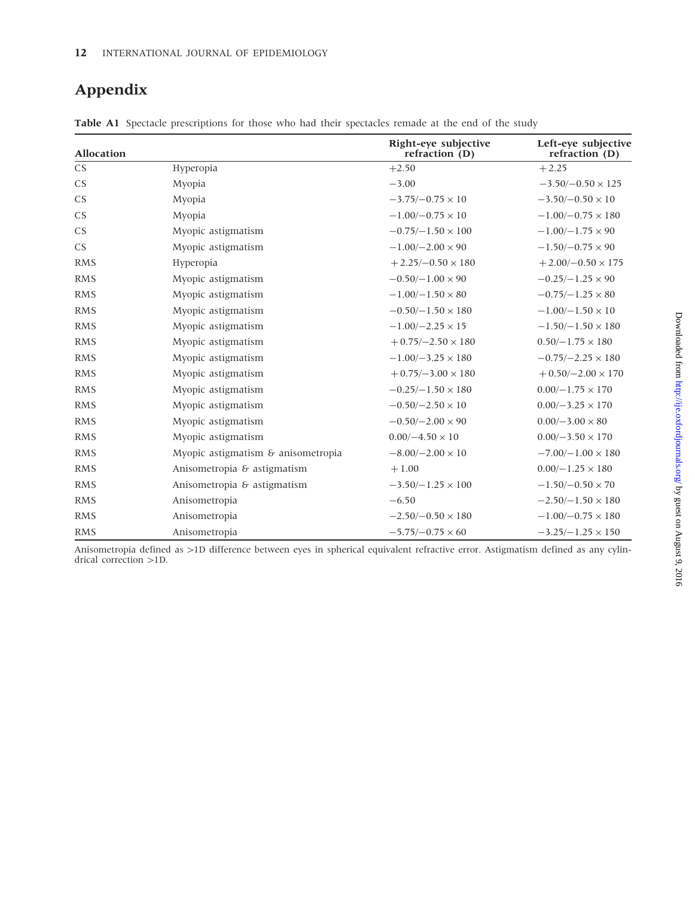# Appendix

**Table A1** Spectacle prescriptions for those who had their spectacles remade at the end of the study

| Allocation | | Right-eye subjective refraction (D) | Left-eye subjective refraction (D) |
|---|---|---|---|
| CS | Hyperopia | +2.50 | +2.25 |
| CS | Myopia | −3.00 | −3.50/−0.50 × 125 |
| CS | Myopia | −3.75/−0.75 × 10 | −3.50/−0.50 × 10 |
| CS | Myopia | −1.00/−0.75 × 10 | −1.00/−0.75 × 180 |
| CS | Myopic astigmatism | −0.75/−1.50 × 100 | −1.00/−1.75 × 90 |
| CS | Myopic astigmatism | −1.00/−2.00 × 90 | −1.50/−0.75 × 90 |
| RMS | Hyperopia | +2.25/−0.50 × 180 | +2.00/−0.50 × 175 |
| RMS | Myopic astigmatism | −0.50/−1.00 × 90 | −0.25/−1.25 × 90 |
| RMS | Myopic astigmatism | −1.00/−1.50 × 80 | −0.75/−1.25 × 80 |
| RMS | Myopic astigmatism | −0.50/−1.50 × 180 | −1.00/−1.50 × 10 |
| RMS | Myopic astigmatism | −1.00/−2.25 × 15 | −1.50/−1.50 × 180 |
| RMS | Myopic astigmatism | +0.75/−2.50 × 180 | 0.50/−1.75 × 180 |
| RMS | Myopic astigmatism | −1.00/−3.25 × 180 | −0.75/−2.25 × 180 |
| RMS | Myopic astigmatism | +0.75/−3.00 × 180 | +0.50/−2.00 × 170 |
| RMS | Myopic astigmatism | −0.25/−1.50 × 180 | 0.00/−1.75 × 170 |
| RMS | Myopic astigmatism | −0.50/−2.50 × 10 | 0.00/−3.25 × 170 |
| RMS | Myopic astigmatism | −0.50/−2.00 × 90 | 0.00/−3.00 × 80 |
| RMS | Myopic astigmatism | 0.00/−4.50 × 10 | 0.00/−3.50 × 170 |
| RMS | Myopic astigmatism & anisometropia | −8.00/−2.00 × 10 | −7.00/−1.00 × 180 |
| RMS | Anisometropia & astigmatism | +1.00 | 0.00/−1.25 × 180 |
| RMS | Anisometropia & astigmatism | −3.50/−1.25 × 100 | −1.50/−0.50 × 70 |
| RMS | Anisometropia | −6.50 | −2.50/−1.50 × 180 |
| RMS | Anisometropia | −2.50/−0.50 × 180 | −1.00/−0.75 × 180 |
| RMS | Anisometropia | −5.75/−0.75 × 60 | −3.25/−1.25 × 150 |

Anisometropia defined as >1D difference between eyes in spherical equivalent refractive error. Astigmatism defined as any cylindrical correction >1D.